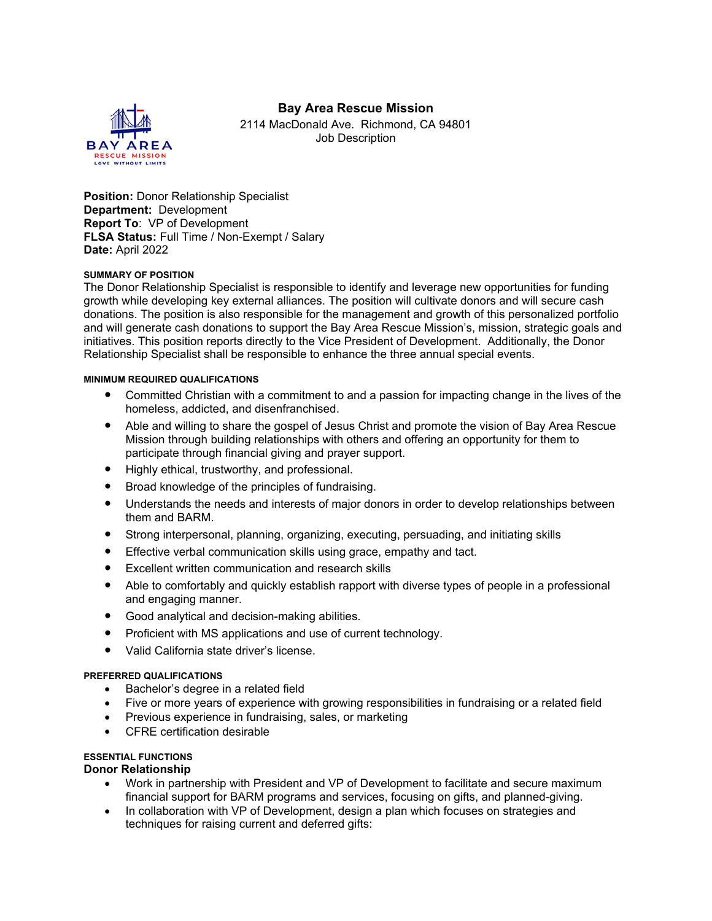# Bay Area Rescue Mission

2114 MacDonald Ave. Richmond, CA 94801

Job Description

**Position:** Donor Relationship Specialist
**Department:** Development
**Report To**: VP of Development
**FLSA Status:** Full Time / Non-Exempt / Salary
**Date:** April 2022

## SUMMARY OF POSITION

The Donor Relationship Specialist is responsible to identify and leverage new opportunities for funding growth while developing key external alliances. The position will cultivate donors and will secure cash donations. The position is also responsible for the management and growth of this personalized portfolio and will generate cash donations to support the Bay Area Rescue Mission's, mission, strategic goals and initiatives. This position reports directly to the Vice President of Development. Additionally, the Donor Relationship Specialist shall be responsible to enhance the three annual special events.

## MINIMUM REQUIRED QUALIFICATIONS

- Committed Christian with a commitment to and a passion for impacting change in the lives of the homeless, addicted, and disenfranchised.
- Able and willing to share the gospel of Jesus Christ and promote the vision of Bay Area Rescue Mission through building relationships with others and offering an opportunity for them to participate through financial giving and prayer support.
- Highly ethical, trustworthy, and professional.
- Broad knowledge of the principles of fundraising.
- Understands the needs and interests of major donors in order to develop relationships between them and BARM.
- Strong interpersonal, planning, organizing, executing, persuading, and initiating skills
- Effective verbal communication skills using grace, empathy and tact.
- Excellent written communication and research skills
- Able to comfortably and quickly establish rapport with diverse types of people in a professional and engaging manner.
- Good analytical and decision-making abilities.
- Proficient with MS applications and use of current technology.
- Valid California state driver's license.

## PREFERRED QUALIFICATIONS

- Bachelor's degree in a related field
- Five or more years of experience with growing responsibilities in fundraising or a related field
- Previous experience in fundraising, sales, or marketing
- CFRE certification desirable

## ESSENTIAL FUNCTIONS

### Donor Relationship

- Work in partnership with President and VP of Development to facilitate and secure maximum financial support for BARM programs and services, focusing on gifts, and planned-giving.
- In collaboration with VP of Development, design a plan which focuses on strategies and techniques for raising current and deferred gifts: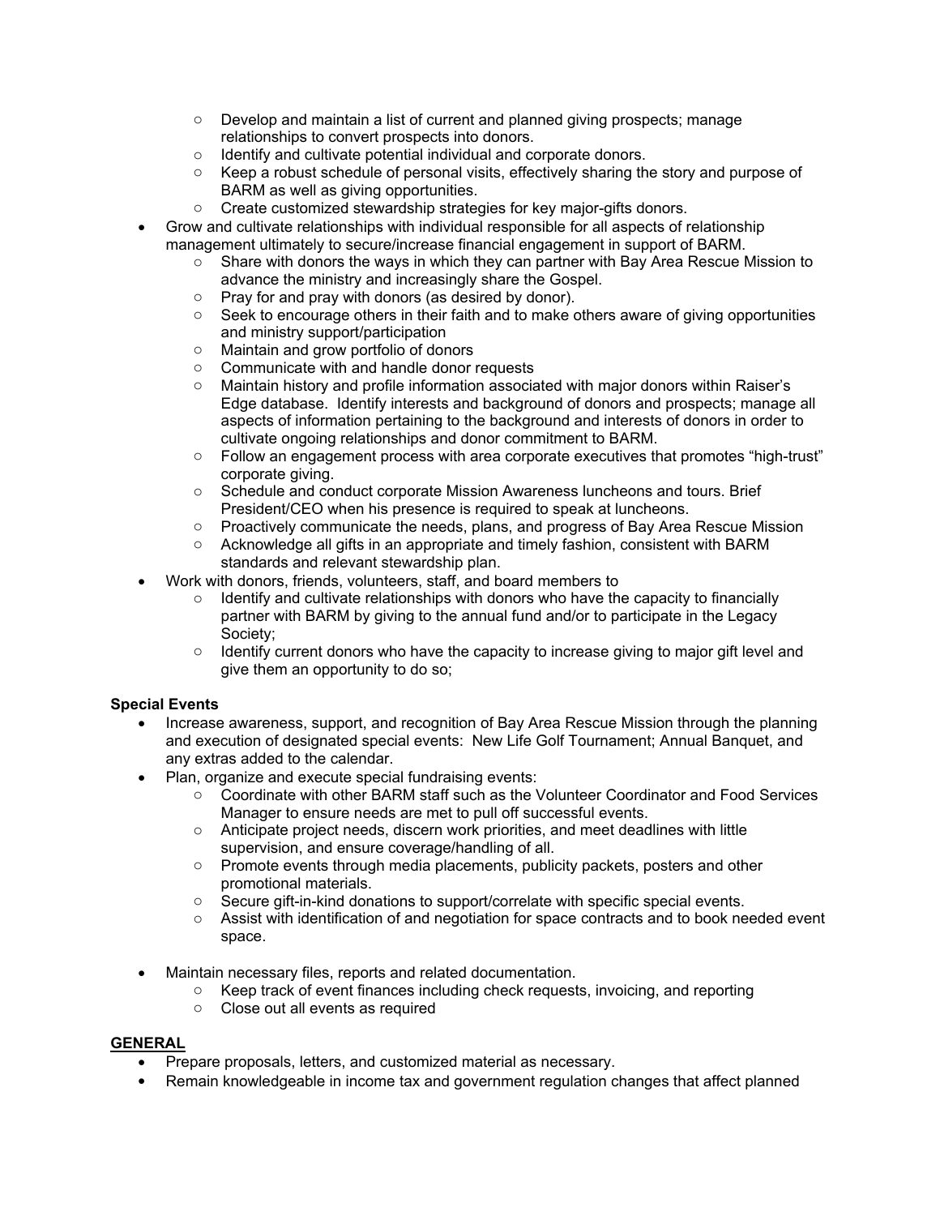- Develop and maintain a list of current and planned giving prospects; manage relationships to convert prospects into donors.
  - Identify and cultivate potential individual and corporate donors.
  - Keep a robust schedule of personal visits, effectively sharing the story and purpose of BARM as well as giving opportunities.
  - Create customized stewardship strategies for key major-gifts donors.
- Grow and cultivate relationships with individual responsible for all aspects of relationship management ultimately to secure/increase financial engagement in support of BARM.
  - Share with donors the ways in which they can partner with Bay Area Rescue Mission to advance the ministry and increasingly share the Gospel.
  - Pray for and pray with donors (as desired by donor).
  - Seek to encourage others in their faith and to make others aware of giving opportunities and ministry support/participation
  - Maintain and grow portfolio of donors
  - Communicate with and handle donor requests
  - Maintain history and profile information associated with major donors within Raiser's Edge database. Identify interests and background of donors and prospects; manage all aspects of information pertaining to the background and interests of donors in order to cultivate ongoing relationships and donor commitment to BARM.
  - Follow an engagement process with area corporate executives that promotes "high-trust" corporate giving.
  - Schedule and conduct corporate Mission Awareness luncheons and tours. Brief President/CEO when his presence is required to speak at luncheons.
  - Proactively communicate the needs, plans, and progress of Bay Area Rescue Mission
  - Acknowledge all gifts in an appropriate and timely fashion, consistent with BARM standards and relevant stewardship plan.
- Work with donors, friends, volunteers, staff, and board members to
  - Identify and cultivate relationships with donors who have the capacity to financially partner with BARM by giving to the annual fund and/or to participate in the Legacy Society;
  - Identify current donors who have the capacity to increase giving to major gift level and give them an opportunity to do so;

**Special Events**

- Increase awareness, support, and recognition of Bay Area Rescue Mission through the planning and execution of designated special events: New Life Golf Tournament; Annual Banquet, and any extras added to the calendar.
- Plan, organize and execute special fundraising events:
  - Coordinate with other BARM staff such as the Volunteer Coordinator and Food Services Manager to ensure needs are met to pull off successful events.
  - Anticipate project needs, discern work priorities, and meet deadlines with little supervision, and ensure coverage/handling of all.
  - Promote events through media placements, publicity packets, posters and other promotional materials.
  - Secure gift-in-kind donations to support/correlate with specific special events.
  - Assist with identification of and negotiation for space contracts and to book needed event space.
- Maintain necessary files, reports and related documentation.
  - Keep track of event finances including check requests, invoicing, and reporting
  - Close out all events as required

**GENERAL**

- Prepare proposals, letters, and customized material as necessary.
- Remain knowledgeable in income tax and government regulation changes that affect planned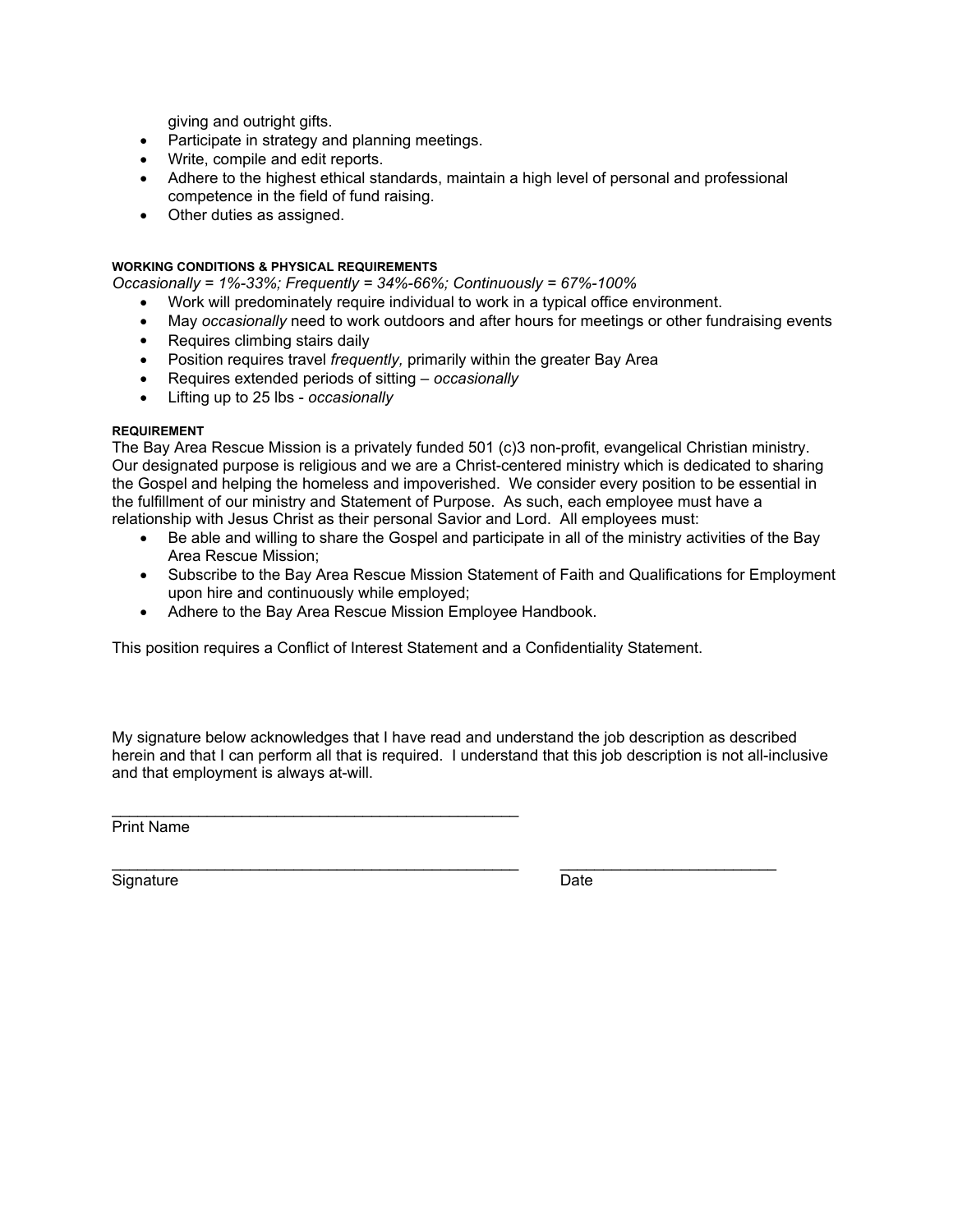giving and outright gifts.

- Participate in strategy and planning meetings.
- Write, compile and edit reports.
- Adhere to the highest ethical standards, maintain a high level of personal and professional competence in the field of fund raising.
- Other duties as assigned.

**WORKING CONDITIONS & PHYSICAL REQUIREMENTS**

*Occasionally = 1%-33%; Frequently = 34%-66%; Continuously = 67%-100%*

- Work will predominately require individual to work in a typical office environment.
- May *occasionally* need to work outdoors and after hours for meetings or other fundraising events
- Requires climbing stairs daily
- Position requires travel *frequently,* primarily within the greater Bay Area
- Requires extended periods of sitting – *occasionally*
- Lifting up to 25 lbs - *occasionally*

**REQUIREMENT**

The Bay Area Rescue Mission is a privately funded 501 (c)3 non-profit, evangelical Christian ministry. Our designated purpose is religious and we are a Christ-centered ministry which is dedicated to sharing the Gospel and helping the homeless and impoverished. We consider every position to be essential in the fulfillment of our ministry and Statement of Purpose. As such, each employee must have a relationship with Jesus Christ as their personal Savior and Lord. All employees must:

- Be able and willing to share the Gospel and participate in all of the ministry activities of the Bay Area Rescue Mission;
- Subscribe to the Bay Area Rescue Mission Statement of Faith and Qualifications for Employment upon hire and continuously while employed;
- Adhere to the Bay Area Rescue Mission Employee Handbook.

This position requires a Conflict of Interest Statement and a Confidentiality Statement.

My signature below acknowledges that I have read and understand the job description as described herein and that I can perform all that is required. I understand that this job description is not all-inclusive and that employment is always at-will.

\_\_\_\_\_\_\_\_\_\_\_\_\_\_\_\_\_\_\_\_\_\_\_\_\_\_\_\_\_\_\_\_\_\_\_\_\_\_\_\_\_\_\_\_\_\_\_\_

Print Name

\_\_\_\_\_\_\_\_\_\_\_\_\_\_\_\_\_\_\_\_\_\_\_\_\_\_\_\_\_\_\_\_\_\_\_\_\_\_\_\_\_\_\_\_\_\_\_\_ \_\_\_\_\_\_\_\_\_\_\_\_\_\_\_\_\_\_\_\_\_\_\_\_\_\_

Signature Date